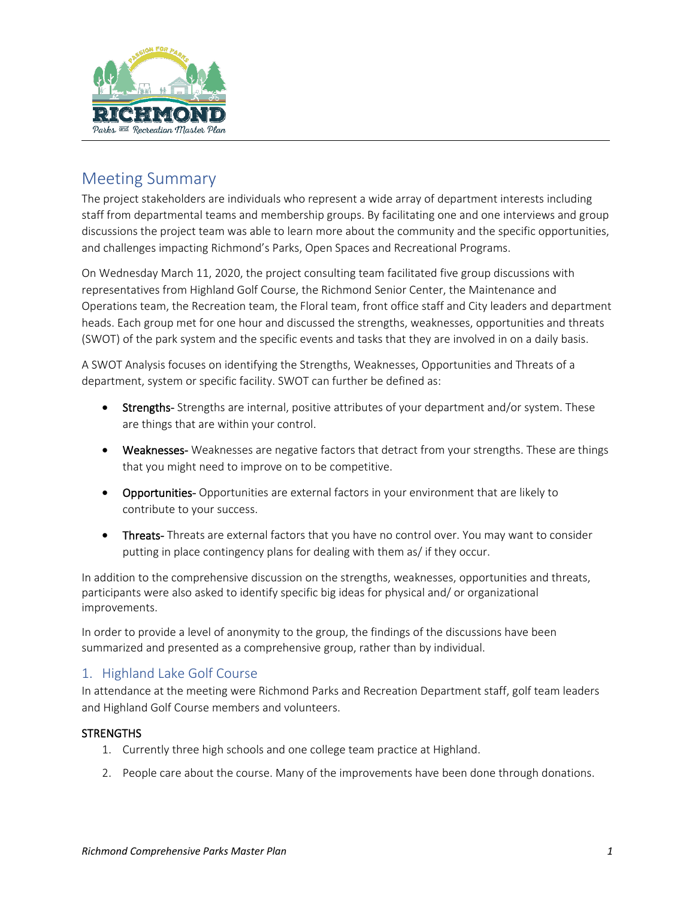## Meeting Summary

The project stakeholders are individuals who represent a wide array of department interests including staff from departmental teams and membership groups. By facilitating one and one interviews and group discussions the project team was able to learn more about the community and the specific opportunities, and challenges impacting Richmond's Parks, Open Spaces and Recreational Programs.

On Wednesday March 11, 2020, the project consulting team facilitated five group discussions with representatives from Highland Golf Course, the Richmond Senior Center, the Maintenance and Operations team, the Recreation team, the Floral team, front office staff and City leaders and department heads. Each group met for one hour and discussed the strengths, weaknesses, opportunities and threats (SWOT) of the park system and the specific events and tasks that they are involved in on a daily basis.

A SWOT Analysis focuses on identifying the Strengths, Weaknesses, Opportunities and Threats of a department, system or specific facility. SWOT can further be defined as:

- **Strengths-** Strengths are internal, positive attributes of your department and/or system. These are things that are within your control.
- **Weaknesses-** Weaknesses are negative factors that detract from your strengths. These are things that you might need to improve on to be competitive.
- **Opportunities-** Opportunities are external factors in your environment that are likely to contribute to your success.
- **Threats-** Threats are external factors that you have no control over. You may want to consider putting in place contingency plans for dealing with them as/ if they occur.

In addition to the comprehensive discussion on the strengths, weaknesses, opportunities and threats, participants were also asked to identify specific big ideas for physical and/ or organizational improvements.

In order to provide a level of anonymity to the group, the findings of the discussions have been summarized and presented as a comprehensive group, rather than by individual.

### 1. Highland Lake Golf Course

In attendance at the meeting were Richmond Parks and Recreation Department staff, golf team leaders and Highland Golf Course members and volunteers.

#### STRENGTHS

1. Currently three high schools and one college team practice at Highland.
2. People care about the course. Many of the improvements have been done through donations.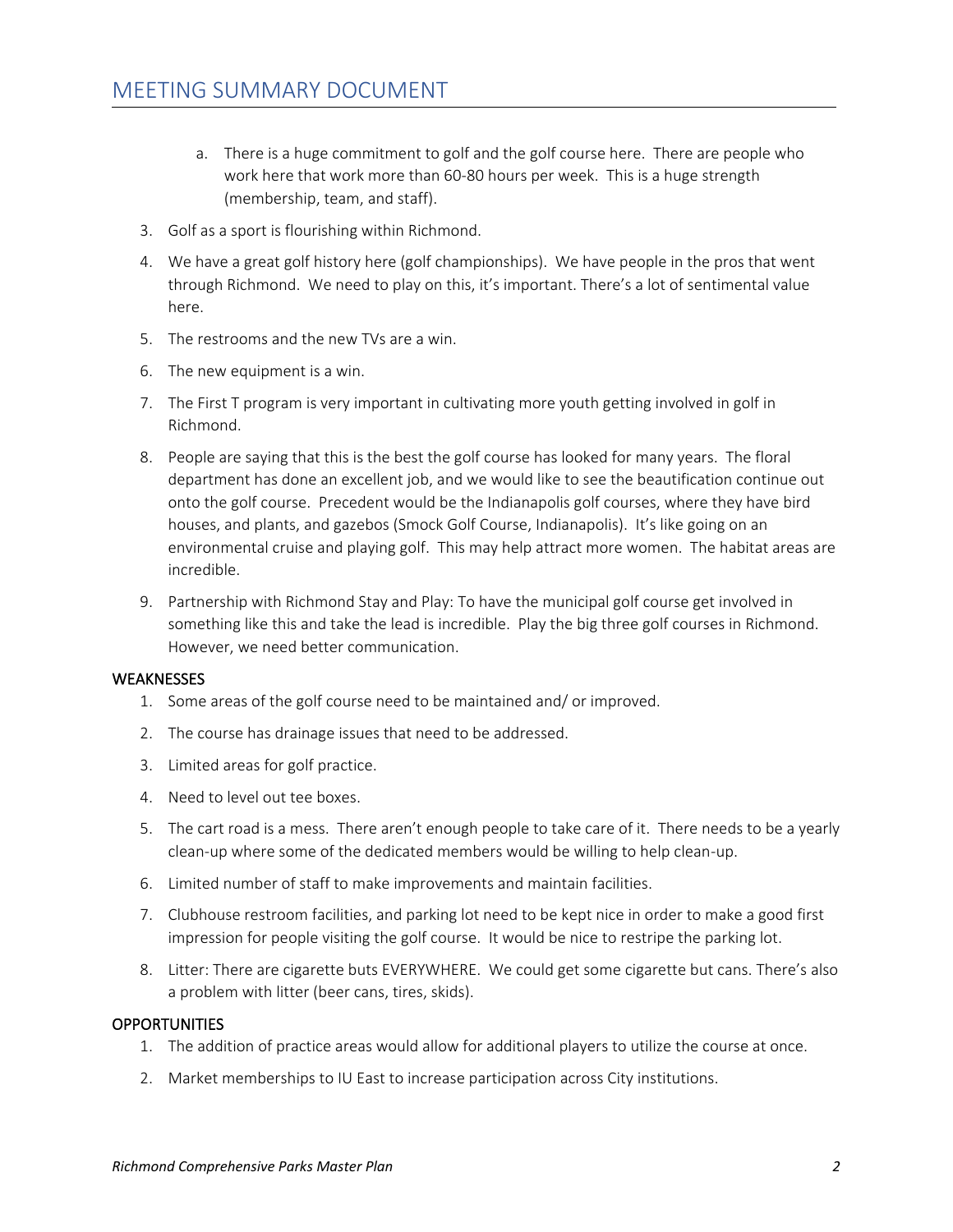a. There is a huge commitment to golf and the golf course here. There are people who work here that work more than 60-80 hours per week. This is a huge strength (membership, team, and staff).

3. Golf as a sport is flourishing within Richmond.
4. We have a great golf history here (golf championships). We have people in the pros that went through Richmond. We need to play on this, it's important. There's a lot of sentimental value here.
5. The restrooms and the new TVs are a win.
6. The new equipment is a win.
7. The First T program is very important in cultivating more youth getting involved in golf in Richmond.
8. People are saying that this is the best the golf course has looked for many years. The floral department has done an excellent job, and we would like to see the beautification continue out onto the golf course. Precedent would be the Indianapolis golf courses, where they have bird houses, and plants, and gazebos (Smock Golf Course, Indianapolis). It's like going on an environmental cruise and playing golf. This may help attract more women. The habitat areas are incredible.
9. Partnership with Richmond Stay and Play: To have the municipal golf course get involved in something like this and take the lead is incredible. Play the big three golf courses in Richmond. However, we need better communication.

### WEAKNESSES

1. Some areas of the golf course need to be maintained and/ or improved.
2. The course has drainage issues that need to be addressed.
3. Limited areas for golf practice.
4. Need to level out tee boxes.
5. The cart road is a mess. There aren't enough people to take care of it. There needs to be a yearly clean-up where some of the dedicated members would be willing to help clean-up.
6. Limited number of staff to make improvements and maintain facilities.
7. Clubhouse restroom facilities, and parking lot need to be kept nice in order to make a good first impression for people visiting the golf course. It would be nice to restripe the parking lot.
8. Litter: There are cigarette buts EVERYWHERE. We could get some cigarette but cans. There's also a problem with litter (beer cans, tires, skids).

### OPPORTUNITIES

1. The addition of practice areas would allow for additional players to utilize the course at once.
2. Market memberships to IU East to increase participation across City institutions.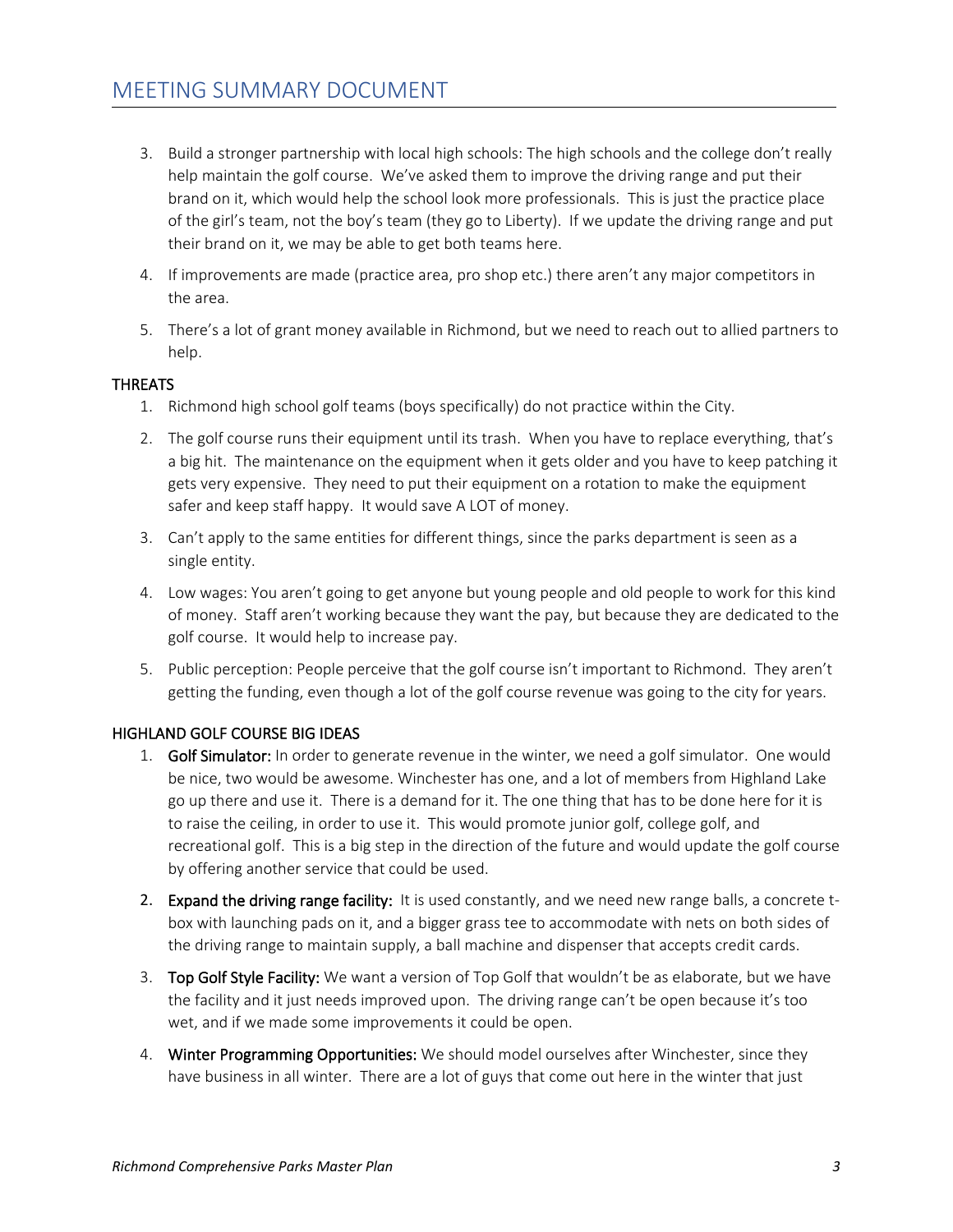3. Build a stronger partnership with local high schools: The high schools and the college don't really help maintain the golf course. We've asked them to improve the driving range and put their brand on it, which would help the school look more professionals. This is just the practice place of the girl's team, not the boy's team (they go to Liberty). If we update the driving range and put their brand on it, we may be able to get both teams here.
4. If improvements are made (practice area, pro shop etc.) there aren't any major competitors in the area.
5. There's a lot of grant money available in Richmond, but we need to reach out to allied partners to help.

### THREATS

1. Richmond high school golf teams (boys specifically) do not practice within the City.
2. The golf course runs their equipment until its trash. When you have to replace everything, that's a big hit. The maintenance on the equipment when it gets older and you have to keep patching it gets very expensive. They need to put their equipment on a rotation to make the equipment safer and keep staff happy. It would save A LOT of money.
3. Can't apply to the same entities for different things, since the parks department is seen as a single entity.
4. Low wages: You aren't going to get anyone but young people and old people to work for this kind of money. Staff aren't working because they want the pay, but because they are dedicated to the golf course. It would help to increase pay.
5. Public perception: People perceive that the golf course isn't important to Richmond. They aren't getting the funding, even though a lot of the golf course revenue was going to the city for years.

### HIGHLAND GOLF COURSE BIG IDEAS

1. **Golf Simulator:** In order to generate revenue in the winter, we need a golf simulator. One would be nice, two would be awesome. Winchester has one, and a lot of members from Highland Lake go up there and use it. There is a demand for it. The one thing that has to be done here for it is to raise the ceiling, in order to use it. This would promote junior golf, college golf, and recreational golf. This is a big step in the direction of the future and would update the golf course by offering another service that could be used.
2. **Expand the driving range facility:** It is used constantly, and we need new range balls, a concrete t-box with launching pads on it, and a bigger grass tee to accommodate with nets on both sides of the driving range to maintain supply, a ball machine and dispenser that accepts credit cards.
3. **Top Golf Style Facility:** We want a version of Top Golf that wouldn't be as elaborate, but we have the facility and it just needs improved upon. The driving range can't be open because it's too wet, and if we made some improvements it could be open.
4. **Winter Programming Opportunities:** We should model ourselves after Winchester, since they have business in all winter. There are a lot of guys that come out here in the winter that just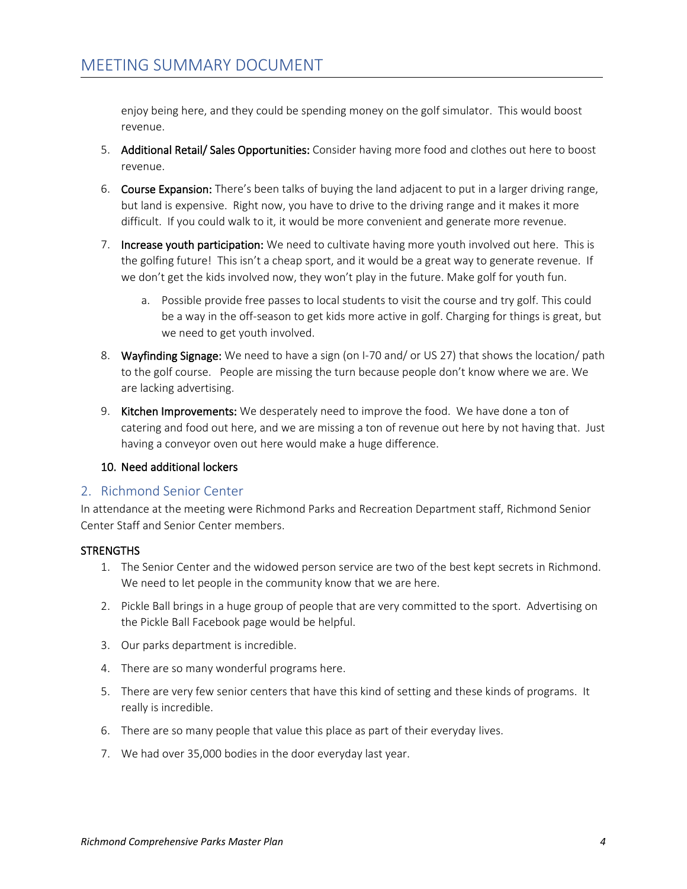enjoy being here, and they could be spending money on the golf simulator. This would boost revenue.

5. **Additional Retail/ Sales Opportunities:** Consider having more food and clothes out here to boost revenue.
6. **Course Expansion:** There's been talks of buying the land adjacent to put in a larger driving range, but land is expensive. Right now, you have to drive to the driving range and it makes it more difficult. If you could walk to it, it would be more convenient and generate more revenue.
7. **Increase youth participation:** We need to cultivate having more youth involved out here. This is the golfing future! This isn't a cheap sport, and it would be a great way to generate revenue. If we don't get the kids involved now, they won't play in the future. Make golf for youth fun.
   a. Possible provide free passes to local students to visit the course and try golf. This could be a way in the off-season to get kids more active in golf. Charging for things is great, but we need to get youth involved.
8. **Wayfinding Signage:** We need to have a sign (on I-70 and/ or US 27) that shows the location/ path to the golf course. People are missing the turn because people don't know where we are. We are lacking advertising.
9. **Kitchen Improvements:** We desperately need to improve the food. We have done a ton of catering and food out here, and we are missing a ton of revenue out here by not having that. Just having a conveyor oven out here would make a huge difference.
10. **Need additional lockers**

## 2. Richmond Senior Center

In attendance at the meeting were Richmond Parks and Recreation Department staff, Richmond Senior Center Staff and Senior Center members.

### STRENGTHS

1. The Senior Center and the widowed person service are two of the best kept secrets in Richmond. We need to let people in the community know that we are here.
2. Pickle Ball brings in a huge group of people that are very committed to the sport. Advertising on the Pickle Ball Facebook page would be helpful.
3. Our parks department is incredible.
4. There are so many wonderful programs here.
5. There are very few senior centers that have this kind of setting and these kinds of programs. It really is incredible.
6. There are so many people that value this place as part of their everyday lives.
7. We had over 35,000 bodies in the door everyday last year.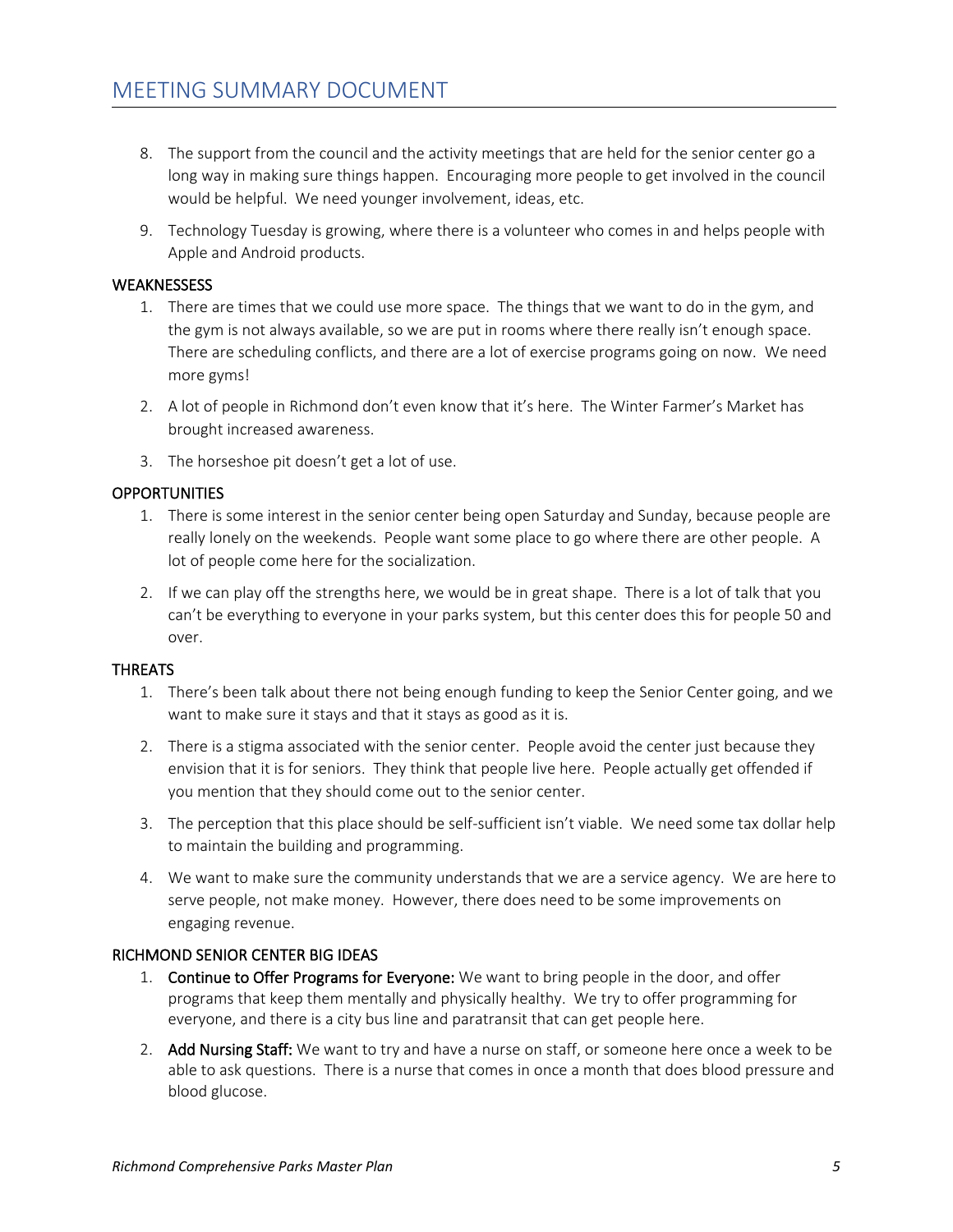8. The support from the council and the activity meetings that are held for the senior center go a long way in making sure things happen. Encouraging more people to get involved in the council would be helpful. We need younger involvement, ideas, etc.

9. Technology Tuesday is growing, where there is a volunteer who comes in and helps people with Apple and Android products.

### WEAKNESSESS

1. There are times that we could use more space. The things that we want to do in the gym, and the gym is not always available, so we are put in rooms where there really isn't enough space. There are scheduling conflicts, and there are a lot of exercise programs going on now. We need more gyms!

2. A lot of people in Richmond don't even know that it's here. The Winter Farmer's Market has brought increased awareness.

3. The horseshoe pit doesn't get a lot of use.

### OPPORTUNITIES

1. There is some interest in the senior center being open Saturday and Sunday, because people are really lonely on the weekends. People want some place to go where there are other people. A lot of people come here for the socialization.

2. If we can play off the strengths here, we would be in great shape. There is a lot of talk that you can't be everything to everyone in your parks system, but this center does this for people 50 and over.

### THREATS

1. There's been talk about there not being enough funding to keep the Senior Center going, and we want to make sure it stays and that it stays as good as it is.

2. There is a stigma associated with the senior center. People avoid the center just because they envision that it is for seniors. They think that people live here. People actually get offended if you mention that they should come out to the senior center.

3. The perception that this place should be self-sufficient isn't viable. We need some tax dollar help to maintain the building and programming.

4. We want to make sure the community understands that we are a service agency. We are here to serve people, not make money. However, there does need to some improvements on engaging revenue.

### RICHMOND SENIOR CENTER BIG IDEAS

1. **Continue to Offer Programs for Everyone:** We want to bring people in the door, and offer programs that keep them mentally and physically healthy. We try to offer programming for everyone, and there is a city bus line and paratransit that can get people here.

2. **Add Nursing Staff:** We want to try and have a nurse on staff, or someone here once a week to be able to ask questions. There is a nurse that comes in once a month that does blood pressure and blood glucose.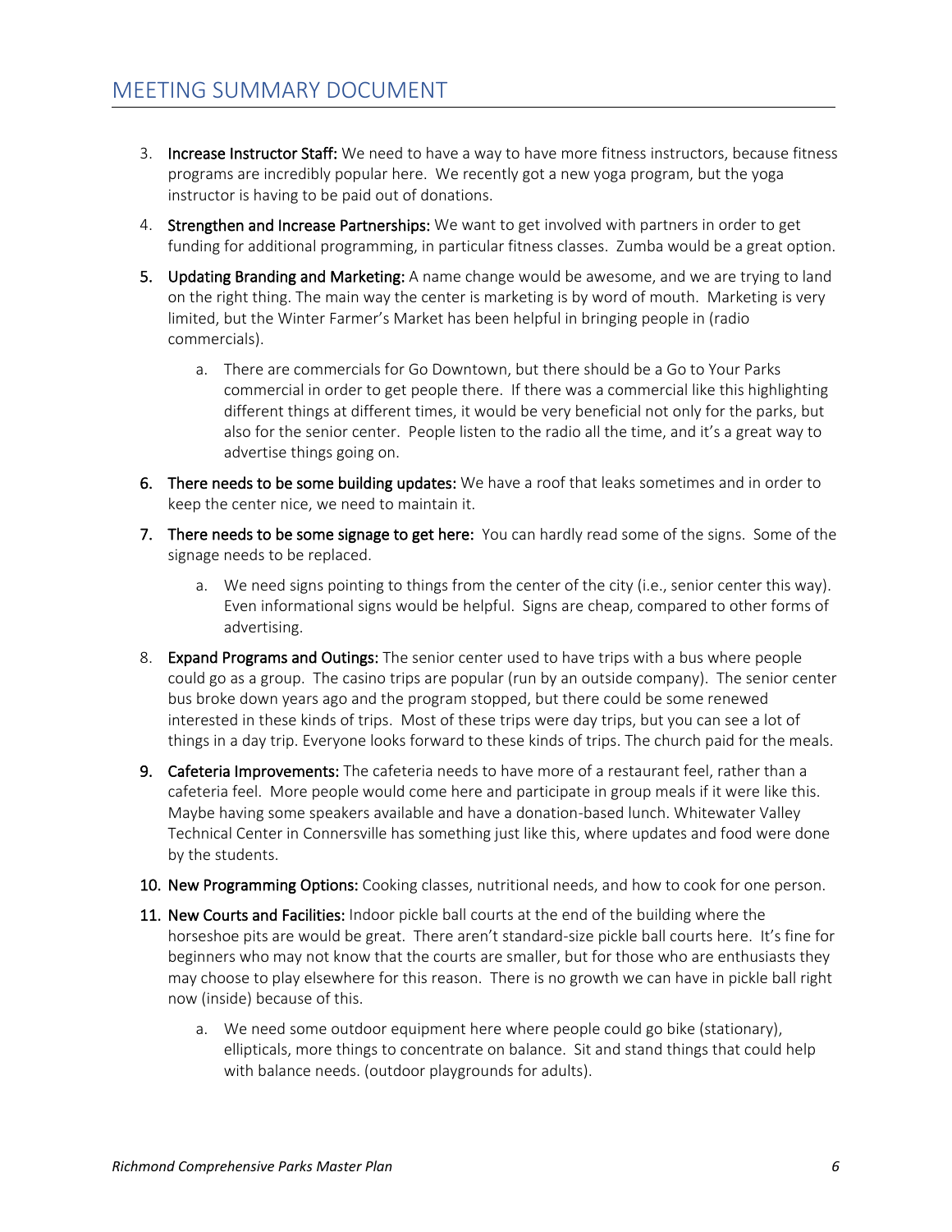3. **Increase Instructor Staff:** We need to have a way to have more fitness instructors, because fitness programs are incredibly popular here. We recently got a new yoga program, but the yoga instructor is having to be paid out of donations.

4. **Strengthen and Increase Partnerships:** We want to get involved with partners in order to get funding for additional programming, in particular fitness classes. Zumba would be a great option.

5. **Updating Branding and Marketing:** A name change would be awesome, and we are trying to land on the right thing. The main way the center is marketing is by word of mouth. Marketing is very limited, but the Winter Farmer's Market has been helpful in bringing people in (radio commercials).

   a. There are commercials for Go Downtown, but there should be a Go to Your Parks commercial in order to get people there. If there was a commercial like this highlighting different things at different times, it would be very beneficial not only for the parks, but also for the senior center. People listen to the radio all the time, and it's a great way to advertise things going on.

6. **There needs to be some building updates:** We have a roof that leaks sometimes and in order to keep the center nice, we need to maintain it.

7. **There needs to be some signage to get here:** You can hardly read some of the signs. Some of the signage needs to be replaced.

   a. We need signs pointing to things from the center of the city (i.e., senior center this way). Even informational signs would be helpful. Signs are cheap, compared to other forms of advertising.

8. **Expand Programs and Outings:** The senior center used to have trips with a bus where people could go as a group. The casino trips are popular (run by an outside company). The senior center bus broke down years ago and the program stopped, but there could be some renewed interested in these kinds of trips. Most of these trips were day trips, but you can see a lot of things in a day trip. Everyone looks forward to these kinds of trips. The church paid for the meals.

9. **Cafeteria Improvements:** The cafeteria needs to have more of a restaurant feel, rather than a cafeteria feel. More people would come here and participate in group meals if it were like this. Maybe having some speakers available and have a donation-based lunch. Whitewater Valley Technical Center in Connersville has something just like this, where updates and food were done by the students.

10. **New Programming Options:** Cooking classes, nutritional needs, and how to cook for one person.

11. **New Courts and Facilities:** Indoor pickle ball courts at the end of the building where the horseshoe pits are would be great. There aren't standard-size pickle ball courts here. It's fine for beginners who may not know that the courts are smaller, but for those who are enthusiasts they may choose to play elsewhere for this reason. There is no growth we can have in pickle ball right now (inside) because of this.

    a. We need some outdoor equipment here where people could go bike (stationary), ellipticals, more things to concentrate on balance. Sit and stand things that could help with balance needs. (outdoor playgrounds for adults).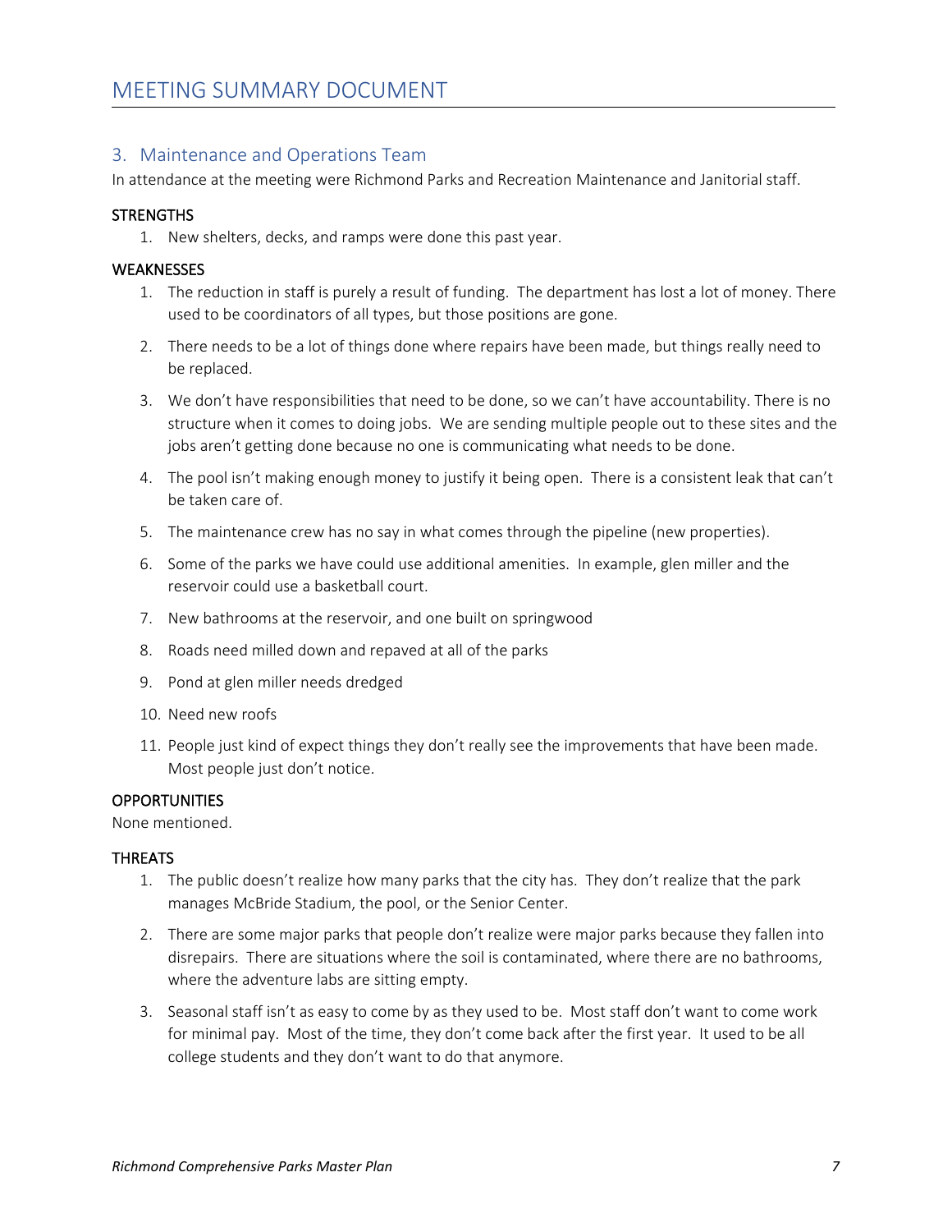# MEETING SUMMARY DOCUMENT

## 3. Maintenance and Operations Team

In attendance at the meeting were Richmond Parks and Recreation Maintenance and Janitorial staff.

**STRENGTHS**

1. New shelters, decks, and ramps were done this past year.

**WEAKNESSES**

1. The reduction in staff is purely a result of funding. The department has lost a lot of money. There used to be coordinators of all types, but those positions are gone.
2. There needs to be a lot of things done where repairs have been made, but things really need to be replaced.
3. We don't have responsibilities that need to be done, so we can't have accountability. There is no structure when it comes to doing jobs. We are sending multiple people out to these sites and the jobs aren't getting done because no one is communicating what needs to be done.
4. The pool isn't making enough money to justify it being open. There is a consistent leak that can't be taken care of.
5. The maintenance crew has no say in what comes through the pipeline (new properties).
6. Some of the parks we have could use additional amenities. In example, glen miller and the reservoir could use a basketball court.
7. New bathrooms at the reservoir, and one built on springwood
8. Roads need milled down and repaved at all of the parks
9. Pond at glen miller needs dredged
10. Need new roofs
11. People just kind of expect things they don't really see the improvements that have been made. Most people just don't notice.

**OPPORTUNITIES**

None mentioned.

**THREATS**

1. The public doesn't realize how many parks that the city has. They don't realize that the park manages McBride Stadium, the pool, or the Senior Center.
2. There are some major parks that people don't realize were major parks because they fallen into disrepairs. There are situations where the soil is contaminated, where there are no bathrooms, where the adventure labs are sitting empty.
3. Seasonal staff isn't as easy to come by as they used to be. Most staff don't want to come work for minimal pay. Most of the time, they don't come back after the first year. It used to be all college students and they don't want to do that anymore.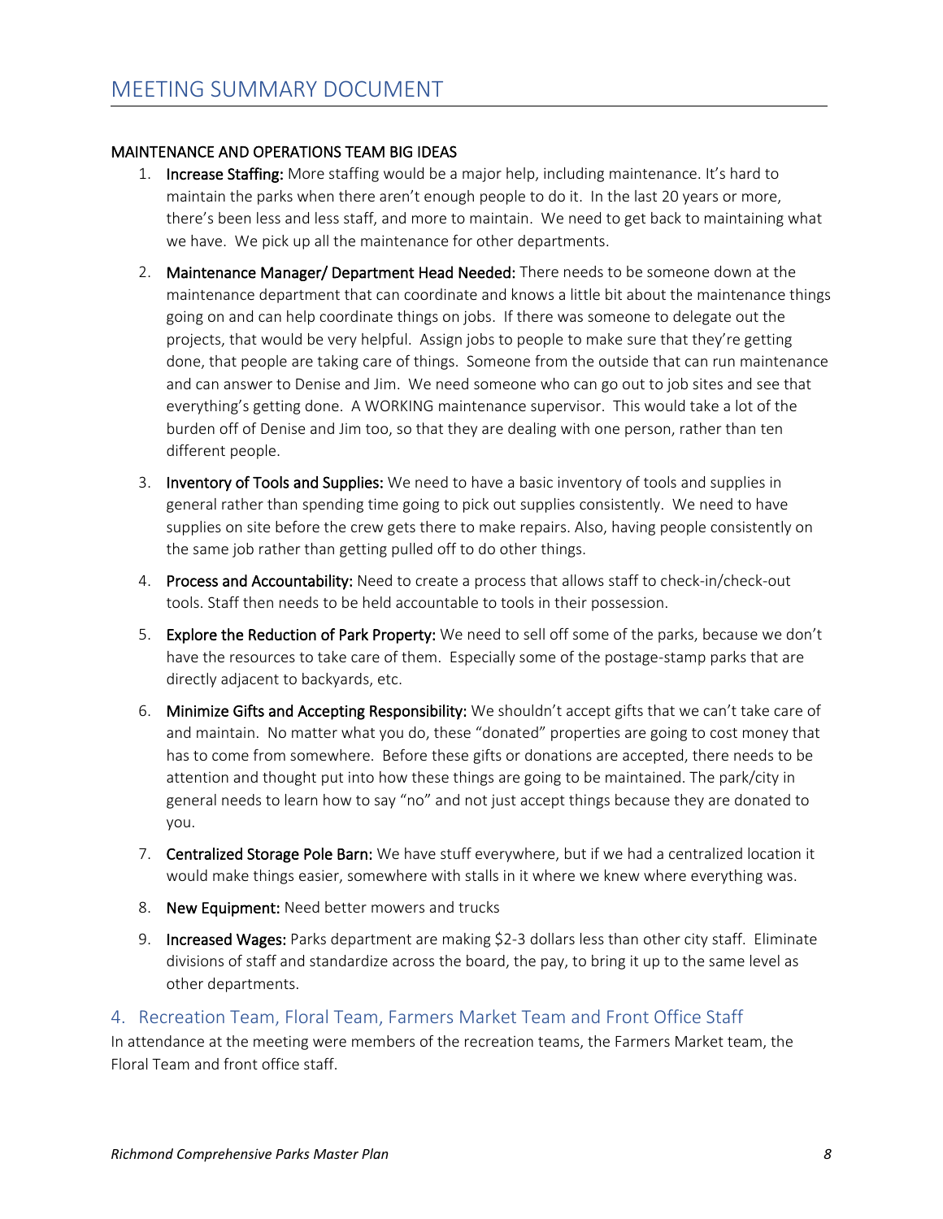# MEETING SUMMARY DOCUMENT

MAINTENANCE AND OPERATIONS TEAM BIG IDEAS

1. **Increase Staffing:** More staffing would be a major help, including maintenance. It's hard to maintain the parks when there aren't enough people to do it. In the last 20 years or more, there's been less and less staff, and more to maintain. We need to get back to maintaining what we have. We pick up all the maintenance for other departments.
2. **Maintenance Manager/ Department Head Needed:** There needs to be someone down at the maintenance department that can coordinate and knows a little bit about the maintenance things going on and can help coordinate things on jobs. If there was someone to delegate out the projects, that would be very helpful. Assign jobs to people to make sure that they're getting done, that people are taking care of things. Someone from the outside that can run maintenance and can answer to Denise and Jim. We need someone who can go out to job sites and see that everything's getting done. A WORKING maintenance supervisor. This would take a lot of the burden off of Denise and Jim too, so that they are dealing with one person, rather than ten different people.
3. **Inventory of Tools and Supplies:** We need to have a basic inventory of tools and supplies in general rather than spending time going to pick out supplies consistently. We need to have supplies on site before the crew gets there to make repairs. Also, having people consistently on the same job rather than getting pulled off to do other things.
4. **Process and Accountability:** Need to create a process that allows staff to check-in/check-out tools. Staff then needs to be held accountable to tools in their possession.
5. **Explore the Reduction of Park Property:** We need to sell off some of the parks, because we don't have the resources to take care of them. Especially some of the postage-stamp parks that are directly adjacent to backyards, etc.
6. **Minimize Gifts and Accepting Responsibility:** We shouldn't accept gifts that we can't take care of and maintain. No matter what you do, these "donated" properties are going to cost money that has to come from somewhere. Before these gifts or donations are accepted, there needs to be attention and thought put into how these things are going to be maintained. The park/city in general needs to learn how to say "no" and not just accept things because they are donated to you.
7. **Centralized Storage Pole Barn:** We have stuff everywhere, but if we had a centralized location it would make things easier, somewhere with stalls in it where we knew where everything was.
8. **New Equipment:** Need better mowers and trucks
9. **Increased Wages:** Parks department are making $2-3 dollars less than other city staff. Eliminate divisions of staff and standardize across the board, the pay, to bring it up to the same level as other departments.

## 4. Recreation Team, Floral Team, Farmers Market Team and Front Office Staff

In attendance at the meeting were members of the recreation teams, the Farmers Market team, the Floral Team and front office staff.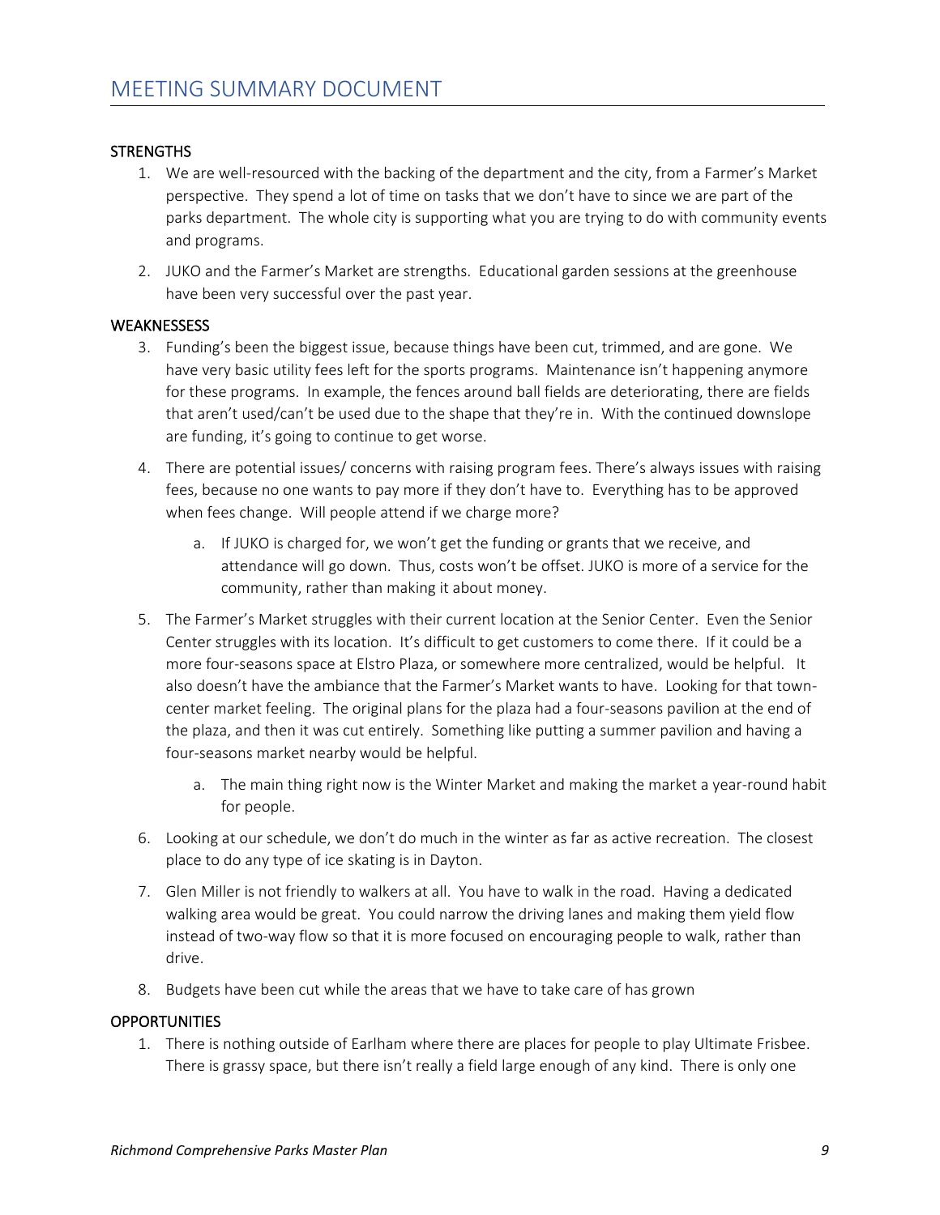## MEETING SUMMARY DOCUMENT

STRENGTHS

1. We are well-resourced with the backing of the department and the city, from a Farmer's Market perspective. They spend a lot of time on tasks that we don't have to since we are part of the parks department. The whole city is supporting what you are trying to do with community events and programs.
2. JUKO and the Farmer's Market are strengths. Educational garden sessions at the greenhouse have been very successful over the past year.

WEAKNESSESS

3. Funding's been the biggest issue, because things have been cut, trimmed, and are gone. We have very basic utility fees left for the sports programs. Maintenance isn't happening anymore for these programs. In example, the fences around ball fields are deteriorating, there are fields that aren't used/can't be used due to the shape that they're in. With the continued downslope are funding, it's going to continue to get worse.
4. There are potential issues/ concerns with raising program fees. There's always issues with raising fees, because no one wants to pay more if they don't have to. Everything has to be approved when fees change. Will people attend if we charge more?
    a. If JUKO is charged for, we won't get the funding or grants that we receive, and attendance will go down. Thus, costs won't be offset. JUKO is more of a service for the community, rather than making it about money.
5. The Farmer's Market struggles with their current location at the Senior Center. Even the Senior Center struggles with its location. It's difficult to get customers to come there. If it could be a more four-seasons space at Elstro Plaza, or somewhere more centralized, would be helpful. It also doesn't have the ambiance that the Farmer's Market wants to have. Looking for that town-center market feeling. The original plans for the plaza had a four-seasons pavilion at the end of the plaza, and then it was cut entirely. Something like putting a summer pavilion and having a four-seasons market nearby would be helpful.
    a. The main thing right now is the Winter Market and making the market a year-round habit for people.
6. Looking at our schedule, we don't do much in the winter as far as active recreation. The closest place to do any type of ice skating is in Dayton.
7. Glen Miller is not friendly to walkers at all. You have to walk in the road. Having a dedicated walking area would be great. You could narrow the driving lanes and making them yield flow instead of two-way flow so that it is more focused on encouraging people to walk, rather than drive.
8. Budgets have been cut while the areas that we have to take care of has grown

OPPORTUNITIES

1. There is nothing outside of Earlham where there are places for people to play Ultimate Frisbee. There is grassy space, but there isn't really a field large enough of any kind. There is only one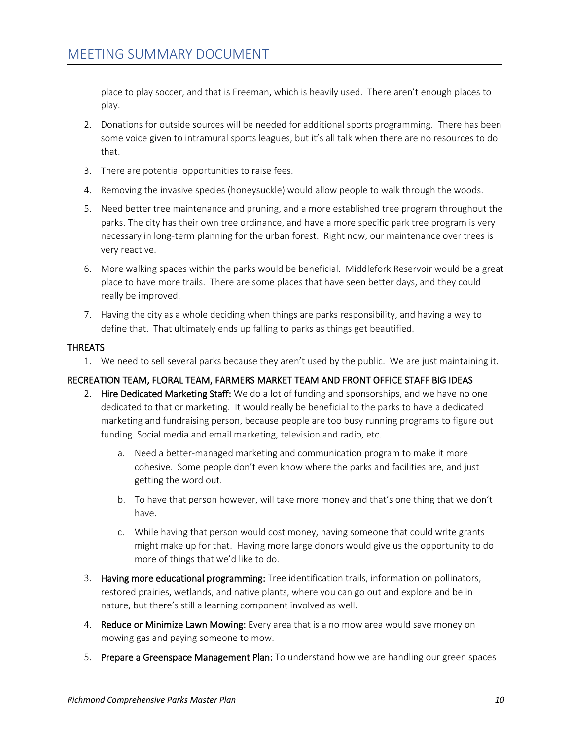place to play soccer, and that is Freeman, which is heavily used. There aren't enough places to play.

2. Donations for outside sources will be needed for additional sports programming. There has been some voice given to intramural sports leagues, but it's all talk when there are no resources to do that.
3. There are potential opportunities to raise fees.
4. Removing the invasive species (honeysuckle) would allow people to walk through the woods.
5. Need better tree maintenance and pruning, and a more established tree program throughout the parks. The city has their own tree ordinance, and have a more specific park tree program is very necessary in long-term planning for the urban forest. Right now, our maintenance over trees is very reactive.
6. More walking spaces within the parks would be beneficial. Middlefork Reservoir would be a great place to have more trails. There are some places that have seen better days, and they could really be improved.
7. Having the city as a whole deciding when things are parks responsibility, and having a way to define that. That ultimately ends up falling to parks as things get beautified.

### THREATS

1. We need to sell several parks because they aren't used by the public. We are just maintaining it.

### RECREATION TEAM, FLORAL TEAM, FARMERS MARKET TEAM AND FRONT OFFICE STAFF BIG IDEAS

2. **Hire Dedicated Marketing Staff:** We do a lot of funding and sponsorships, and we have no one dedicated to that or marketing. It would really be beneficial to the parks to have a dedicated marketing and fundraising person, because people are too busy running programs to figure out funding. Social media and email marketing, television and radio, etc.
    a. Need a better-managed marketing and communication program to make it more cohesive. Some people don't even know where the parks and facilities are, and just getting the word out.
    b. To have that person however, will take more money and that's one thing that we don't have.
    c. While having that person would cost money, having someone that could write grants might make up for that. Having more large donors would give us the opportunity to do more of things that we'd like to do.
3. **Having more educational programming:** Tree identification trails, information on pollinators, restored prairies, wetlands, and native plants, where you can go out and explore and be in nature, but there's still a learning component involved as well.
4. **Reduce or Minimize Lawn Mowing:** Every area that is a no mow area would save money on mowing gas and paying someone to mow.
5. **Prepare a Greenspace Management Plan:** To understand how we are handling our green spaces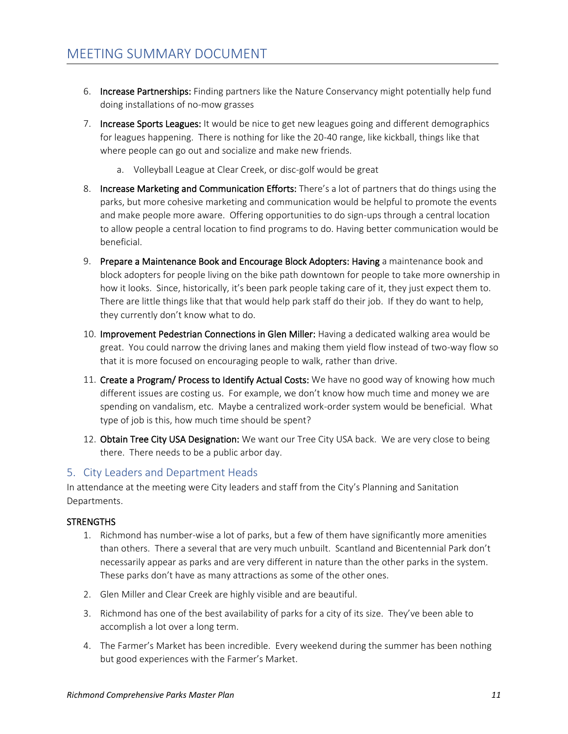# MEETING SUMMARY DOCUMENT

6. **Increase Partnerships:** Finding partners like the Nature Conservancy might potentially help fund doing installations of no-mow grasses
7. **Increase Sports Leagues:** It would be nice to get new leagues going and different demographics for leagues happening. There is nothing for like the 20-40 range, like kickball, things like that where people can go out and socialize and make new friends.
   a. Volleyball League at Clear Creek, or disc-golf would be great
8. **Increase Marketing and Communication Efforts:** There's a lot of partners that do things using the parks, but more cohesive marketing and communication would be helpful to promote the events and make people more aware. Offering opportunities to do sign-ups through a central location to allow people a central location to find programs to do. Having better communication would be beneficial.
9. **Prepare a Maintenance Book and Encourage Block Adopters: Having** a maintenance book and block adopters for people living on the bike path downtown for people to take more ownership in how it looks. Since, historically, it's been park people taking care of it, they just expect them to. There are little things like that that would help park staff do their job. If they do want to help, they currently don't know what to do.
10. **Improvement Pedestrian Connections in Glen Miller:** Having a dedicated walking area would be great. You could narrow the driving lanes and making them yield flow instead of two-way flow so that it is more focused on encouraging people to walk, rather than drive.
11. **Create a Program/ Process to Identify Actual Costs:** We have no good way of knowing how much different issues are costing us. For example, we don't know how much time and money we are spending on vandalism, etc. Maybe a centralized work-order system would be beneficial. What type of job is this, how much time should be spent?
12. **Obtain Tree City USA Designation:** We want our Tree City USA back. We are very close to being there. There needs to be a public arbor day.

## 5. City Leaders and Department Heads

In attendance at the meeting were City leaders and staff from the City's Planning and Sanitation Departments.

### STRENGTHS

1. Richmond has number-wise a lot of parks, but a few of them have significantly more amenities than others. There a several that are very much unbuilt. Scantland and Bicentennial Park don't necessarily appear as parks and are very different in nature than the other parks in the system. These parks don't have as many attractions as some of the other ones.
2. Glen Miller and Clear Creek are highly visible and are beautiful.
3. Richmond has one of the best availability of parks for a city of its size. They've been able to accomplish a lot over a long term.
4. The Farmer's Market has been incredible. Every weekend during the summer has been nothing but good experiences with the Farmer's Market.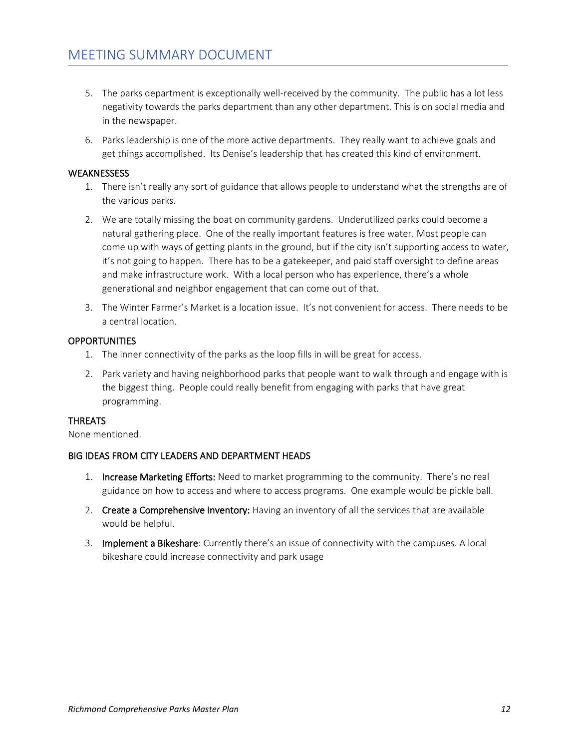5. The parks department is exceptionally well-received by the community. The public has a lot less negativity towards the parks department than any other department. This is on social media and in the newspaper.

6. Parks leadership is one of the more active departments. They really want to achieve goals and get things accomplished. Its Denise's leadership that has created this kind of environment.

## WEAKNESSESS

1. There isn't really any sort of guidance that allows people to understand what the strengths are of the various parks.

2. We are totally missing the boat on community gardens. Underutilized parks could become a natural gathering place. One of the really important features is free water. Most people can come up with ways of getting plants in the ground, but if the city isn't supporting access to water, it's not going to happen. There has to be a gatekeeper, and paid staff oversight to define areas and make infrastructure work. With a local person who has experience, there's a whole generational and neighbor engagement that can come out of that.

3. The Winter Farmer's Market is a location issue. It's not convenient for access. There needs to be a central location.

## OPPORTUNITIES

1. The inner connectivity of the parks as the loop fills in will be great for access.

2. Park variety and having neighborhood parks that people want to walk through and engage with is the biggest thing. People could really benefit from engaging with parks that have great programming.

## THREATS

None mentioned.

## BIG IDEAS FROM CITY LEADERS AND DEPARTMENT HEADS

1. **Increase Marketing Efforts:** Need to market programming to the community. There's no real guidance on how to access and where to access programs. One example would be pickle ball.

2. **Create a Comprehensive Inventory:** Having an inventory of all the services that are available would be helpful.

3. **Implement a Bikeshare**: Currently there's an issue of connectivity with the campuses. A local bikeshare could increase connectivity and park usage